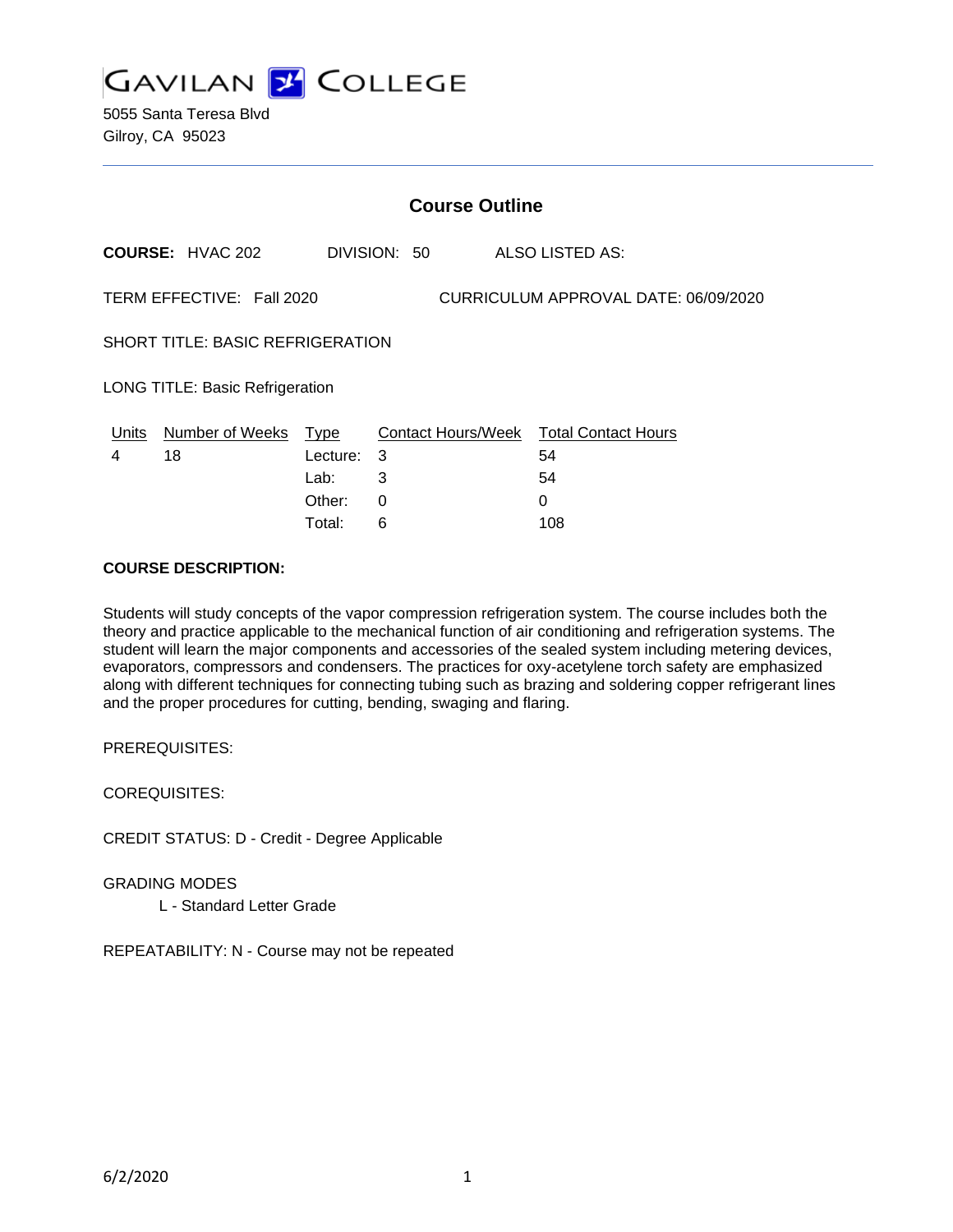# GAVILAN COLLEGE

5055 Santa Teresa Blvd
Gilroy, CA 95023

## Course Outline

**COURSE:** HVAC 202 DIVISION: 50 ALSO LISTED AS:

TERM EFFECTIVE: Fall 2020 CURRICULUM APPROVAL DATE: 06/09/2020

SHORT TITLE: BASIC REFRIGERATION

LONG TITLE: Basic Refrigeration

| Units | Number of Weeks | Type | Contact Hours/Week | Total Contact Hours |
|---|---|---|---|---|
| 4 | 18 | Lecture: | 3 | 54 |
| | | Lab: | 3 | 54 |
| | | Other: | 0 | 0 |
| | | Total: | 6 | 108 |

**COURSE DESCRIPTION:**

Students will study concepts of the vapor compression refrigeration system. The course includes both the theory and practice applicable to the mechanical function of air conditioning and refrigeration systems. The student will learn the major components and accessories of the sealed system including metering devices, evaporators, compressors and condensers. The practices for oxy-acetylene torch safety are emphasized along with different techniques for connecting tubing such as brazing and soldering copper refrigerant lines and the proper procedures for cutting, bending, swaging and flaring.

PREREQUISITES:

COREQUISITES:

CREDIT STATUS: D - Credit - Degree Applicable

GRADING MODES

L - Standard Letter Grade

REPEATABILITY: N - Course may not be repeated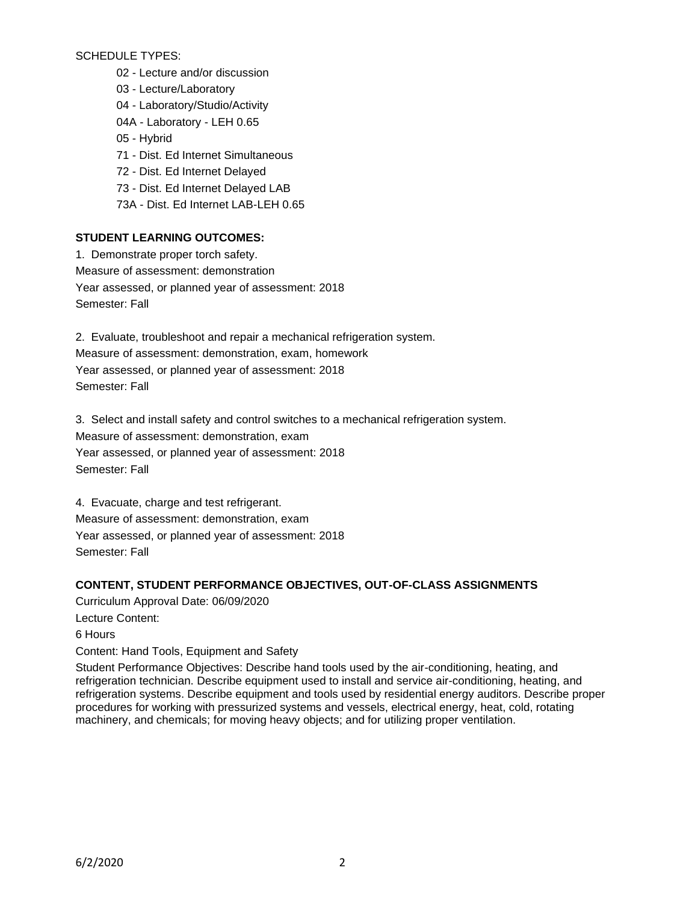SCHEDULE TYPES:

- 02 - Lecture and/or discussion
- 03 - Lecture/Laboratory
- 04 - Laboratory/Studio/Activity
- 04A - Laboratory - LEH 0.65
- 05 - Hybrid
- 71 - Dist. Ed Internet Simultaneous
- 72 - Dist. Ed Internet Delayed
- 73 - Dist. Ed Internet Delayed LAB
- 73A - Dist. Ed Internet LAB-LEH 0.65

## STUDENT LEARNING OUTCOMES:

1. Demonstrate proper torch safety.
Measure of assessment: demonstration
Year assessed, or planned year of assessment: 2018
Semester: Fall

2. Evaluate, troubleshoot and repair a mechanical refrigeration system.
Measure of assessment: demonstration, exam, homework
Year assessed, or planned year of assessment: 2018
Semester: Fall

3. Select and install safety and control switches to a mechanical refrigeration system.
Measure of assessment: demonstration, exam
Year assessed, or planned year of assessment: 2018
Semester: Fall

4. Evacuate, charge and test refrigerant.
Measure of assessment: demonstration, exam
Year assessed, or planned year of assessment: 2018
Semester: Fall

## CONTENT, STUDENT PERFORMANCE OBJECTIVES, OUT-OF-CLASS ASSIGNMENTS

Curriculum Approval Date: 06/09/2020

Lecture Content:

6 Hours

Content: Hand Tools, Equipment and Safety

Student Performance Objectives: Describe hand tools used by the air-conditioning, heating, and refrigeration technician. Describe equipment used to install and service air-conditioning, heating, and refrigeration systems. Describe equipment and tools used by residential energy auditors. Describe proper procedures for working with pressurized systems and vessels, electrical energy, heat, cold, rotating machinery, and chemicals; for moving heavy objects; and for utilizing proper ventilation.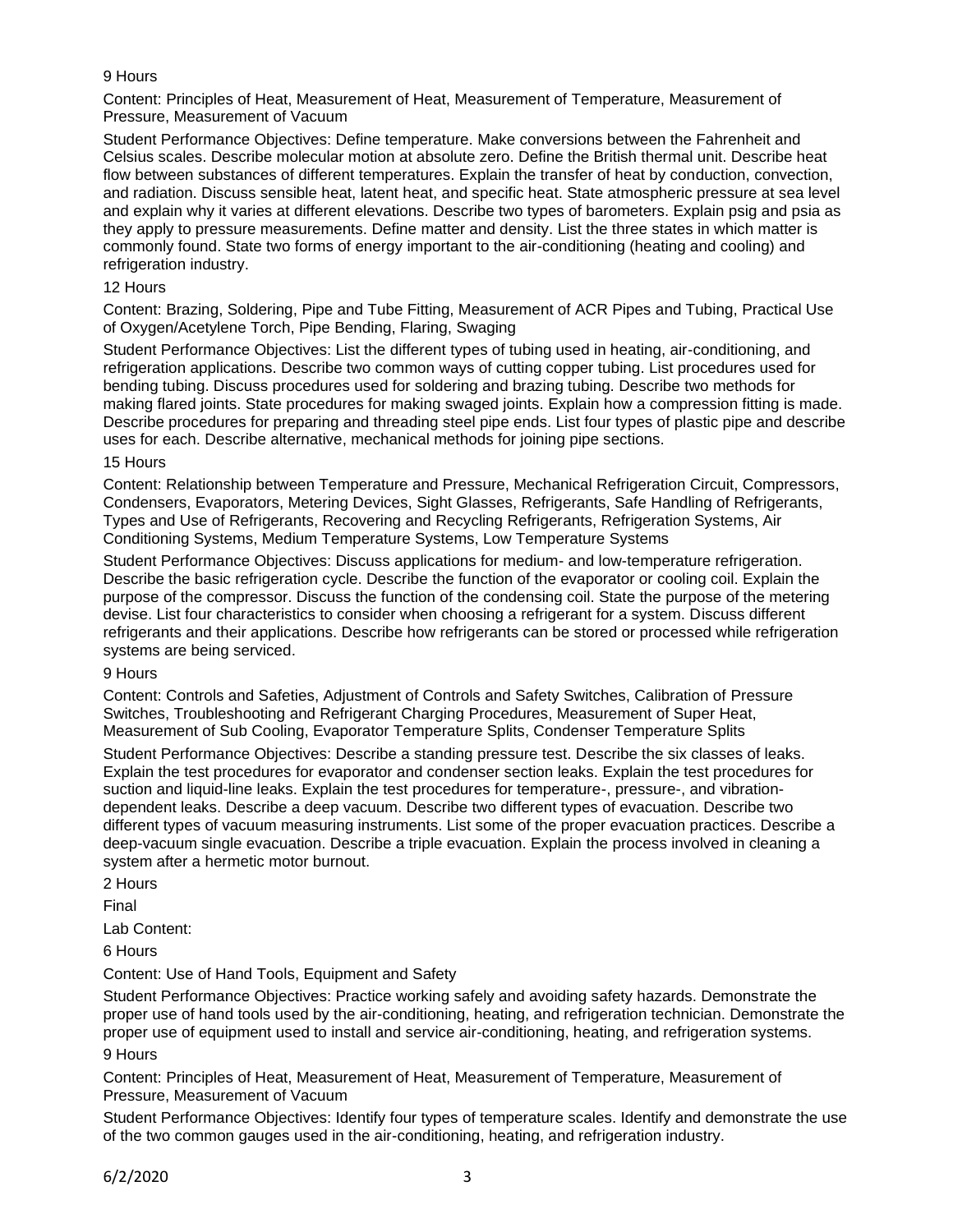9 Hours

Content: Principles of Heat, Measurement of Heat, Measurement of Temperature, Measurement of Pressure, Measurement of Vacuum

Student Performance Objectives: Define temperature. Make conversions between the Fahrenheit and Celsius scales. Describe molecular motion at absolute zero. Define the British thermal unit. Describe heat flow between substances of different temperatures. Explain the transfer of heat by conduction, convection, and radiation. Discuss sensible heat, latent heat, and specific heat. State atmospheric pressure at sea level and explain why it varies at different elevations. Describe two types of barometers. Explain psig and psia as they apply to pressure measurements. Define matter and density. List the three states in which matter is commonly found. State two forms of energy important to the air-conditioning (heating and cooling) and refrigeration industry.

12 Hours

Content: Brazing, Soldering, Pipe and Tube Fitting, Measurement of ACR Pipes and Tubing, Practical Use of Oxygen/Acetylene Torch, Pipe Bending, Flaring, Swaging

Student Performance Objectives: List the different types of tubing used in heating, air-conditioning, and refrigeration applications. Describe two common ways of cutting copper tubing. List procedures used for bending tubing. Discuss procedures used for soldering and brazing tubing. Describe two methods for making flared joints. State procedures for making swaged joints. Explain how a compression fitting is made. Describe procedures for preparing and threading steel pipe ends. List four types of plastic pipe and describe uses for each. Describe alternative, mechanical methods for joining pipe sections.

15 Hours

Content: Relationship between Temperature and Pressure, Mechanical Refrigeration Circuit, Compressors, Condensers, Evaporators, Metering Devices, Sight Glasses, Refrigerants, Safe Handling of Refrigerants, Types and Use of Refrigerants, Recovering and Recycling Refrigerants, Refrigeration Systems, Air Conditioning Systems, Medium Temperature Systems, Low Temperature Systems

Student Performance Objectives: Discuss applications for medium- and low-temperature refrigeration. Describe the basic refrigeration cycle. Describe the function of the evaporator or cooling coil. Explain the purpose of the compressor. Discuss the function of the condensing coil. State the purpose of the metering devise. List four characteristics to consider when choosing a refrigerant for a system. Discuss different refrigerants and their applications. Describe how refrigerants can be stored or processed while refrigeration systems are being serviced.

9 Hours

Content: Controls and Safeties, Adjustment of Controls and Safety Switches, Calibration of Pressure Switches, Troubleshooting and Refrigerant Charging Procedures, Measurement of Super Heat, Measurement of Sub Cooling, Evaporator Temperature Splits, Condenser Temperature Splits

Student Performance Objectives: Describe a standing pressure test. Describe the six classes of leaks. Explain the test procedures for evaporator and condenser section leaks. Explain the test procedures for suction and liquid-line leaks. Explain the test procedures for temperature-, pressure-, and vibration-dependent leaks. Describe a deep vacuum. Describe two different types of evacuation. Describe two different types of vacuum measuring instruments. List some of the proper evacuation practices. Describe a deep-vacuum single evacuation. Describe a triple evacuation. Explain the process involved in cleaning a system after a hermetic motor burnout.

2 Hours

Final

Lab Content:

6 Hours

Content: Use of Hand Tools, Equipment and Safety

Student Performance Objectives: Practice working safely and avoiding safety hazards. Demonstrate the proper use of hand tools used by the air-conditioning, heating, and refrigeration technician. Demonstrate the proper use of equipment used to install and service air-conditioning, heating, and refrigeration systems.

9 Hours

Content: Principles of Heat, Measurement of Heat, Measurement of Temperature, Measurement of Pressure, Measurement of Vacuum

Student Performance Objectives: Identify four types of temperature scales. Identify and demonstrate the use of the two common gauges used in the air-conditioning, heating, and refrigeration industry.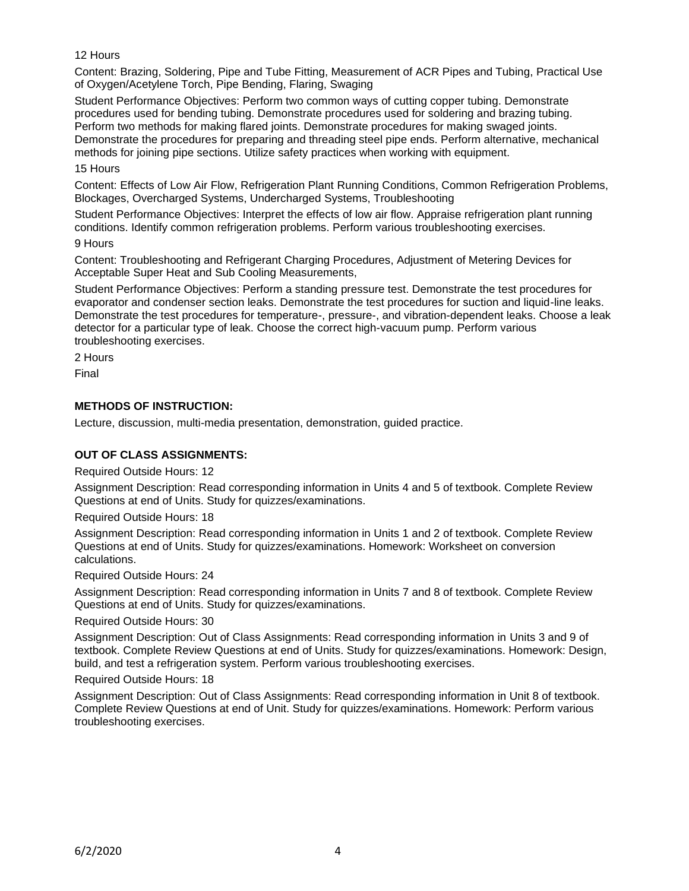12 Hours

Content: Brazing, Soldering, Pipe and Tube Fitting, Measurement of ACR Pipes and Tubing, Practical Use of Oxygen/Acetylene Torch, Pipe Bending, Flaring, Swaging

Student Performance Objectives: Perform two common ways of cutting copper tubing. Demonstrate procedures used for bending tubing. Demonstrate procedures used for soldering and brazing tubing. Perform two methods for making flared joints. Demonstrate procedures for making swaged joints. Demonstrate the procedures for preparing and threading steel pipe ends. Perform alternative, mechanical methods for joining pipe sections. Utilize safety practices when working with equipment.

15 Hours

Content: Effects of Low Air Flow, Refrigeration Plant Running Conditions, Common Refrigeration Problems, Blockages, Overcharged Systems, Undercharged Systems, Troubleshooting

Student Performance Objectives: Interpret the effects of low air flow. Appraise refrigeration plant running conditions. Identify common refrigeration problems. Perform various troubleshooting exercises.

9 Hours

Content: Troubleshooting and Refrigerant Charging Procedures, Adjustment of Metering Devices for Acceptable Super Heat and Sub Cooling Measurements,

Student Performance Objectives: Perform a standing pressure test. Demonstrate the test procedures for evaporator and condenser section leaks. Demonstrate the test procedures for suction and liquid-line leaks. Demonstrate the test procedures for temperature-, pressure-, and vibration-dependent leaks. Choose a leak detector for a particular type of leak. Choose the correct high-vacuum pump. Perform various troubleshooting exercises.

2 Hours

Final

## METHODS OF INSTRUCTION:

Lecture, discussion, multi-media presentation, demonstration, guided practice.

## OUT OF CLASS ASSIGNMENTS:

Required Outside Hours: 12

Assignment Description: Read corresponding information in Units 4 and 5 of textbook. Complete Review Questions at end of Units. Study for quizzes/examinations.

Required Outside Hours: 18

Assignment Description: Read corresponding information in Units 1 and 2 of textbook. Complete Review Questions at end of Units. Study for quizzes/examinations. Homework: Worksheet on conversion calculations.

Required Outside Hours: 24

Assignment Description: Read corresponding information in Units 7 and 8 of textbook. Complete Review Questions at end of Units. Study for quizzes/examinations.

Required Outside Hours: 30

Assignment Description: Out of Class Assignments: Read corresponding information in Units 3 and 9 of textbook. Complete Review Questions at end of Units. Study for quizzes/examinations. Homework: Design, build, and test a refrigeration system. Perform various troubleshooting exercises.

Required Outside Hours: 18

Assignment Description: Out of Class Assignments: Read corresponding information in Unit 8 of textbook. Complete Review Questions at end of Unit. Study for quizzes/examinations. Homework: Perform various troubleshooting exercises.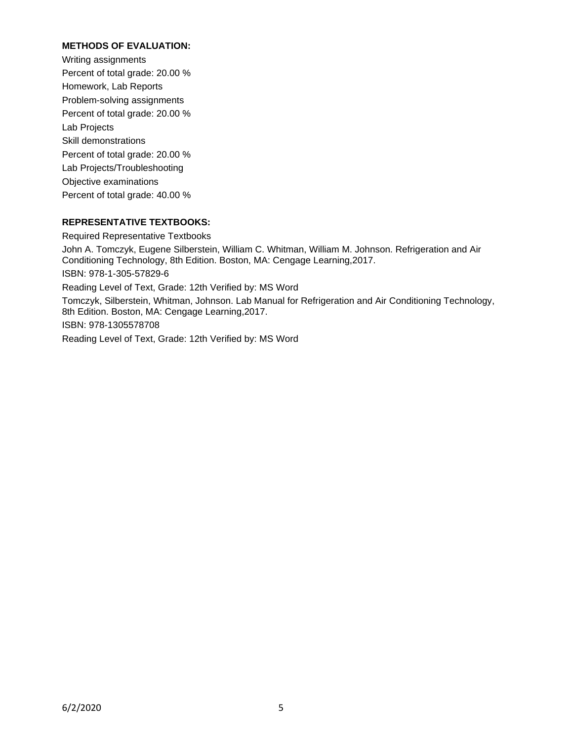**METHODS OF EVALUATION:**

Writing assignments

Percent of total grade: 20.00 %

Homework, Lab Reports

Problem-solving assignments

Percent of total grade: 20.00 %

Lab Projects

Skill demonstrations

Percent of total grade: 20.00 %

Lab Projects/Troubleshooting

Objective examinations

Percent of total grade: 40.00 %

**REPRESENTATIVE TEXTBOOKS:**

Required Representative Textbooks

John A. Tomczyk, Eugene Silberstein, William C. Whitman, William M. Johnson. Refrigeration and Air Conditioning Technology, 8th Edition. Boston, MA: Cengage Learning,2017.

ISBN: 978-1-305-57829-6

Reading Level of Text, Grade: 12th Verified by: MS Word

Tomczyk, Silberstein, Whitman, Johnson. Lab Manual for Refrigeration and Air Conditioning Technology, 8th Edition. Boston, MA: Cengage Learning,2017.

ISBN: 978-1305578708

Reading Level of Text, Grade: 12th Verified by: MS Word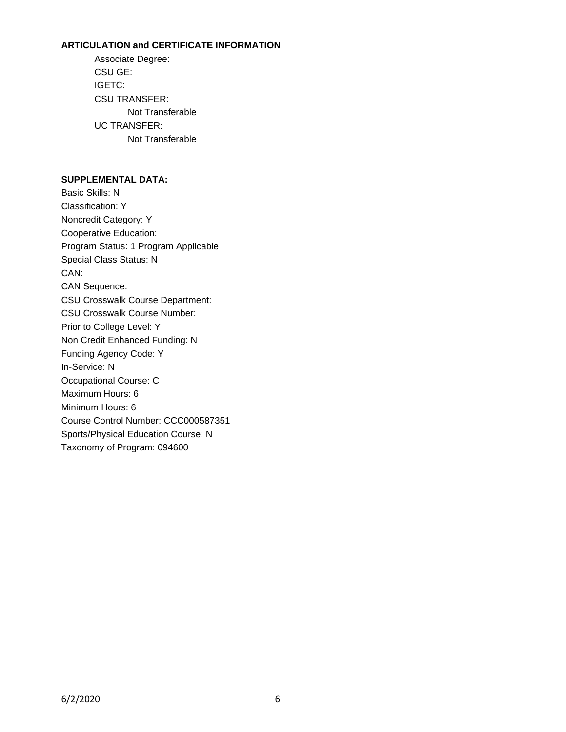**ARTICULATION and CERTIFICATE INFORMATION**

Associate Degree:
CSU GE:
IGETC:
CSU TRANSFER:
Not Transferable
UC TRANSFER:
Not Transferable

**SUPPLEMENTAL DATA:**

Basic Skills: N
Classification: Y
Noncredit Category: Y
Cooperative Education:
Program Status: 1 Program Applicable
Special Class Status: N
CAN:
CAN Sequence:
CSU Crosswalk Course Department:
CSU Crosswalk Course Number:
Prior to College Level: Y
Non Credit Enhanced Funding: N
Funding Agency Code: Y
In-Service: N
Occupational Course: C
Maximum Hours: 6
Minimum Hours: 6
Course Control Number: CCC000587351
Sports/Physical Education Course: N
Taxonomy of Program: 094600